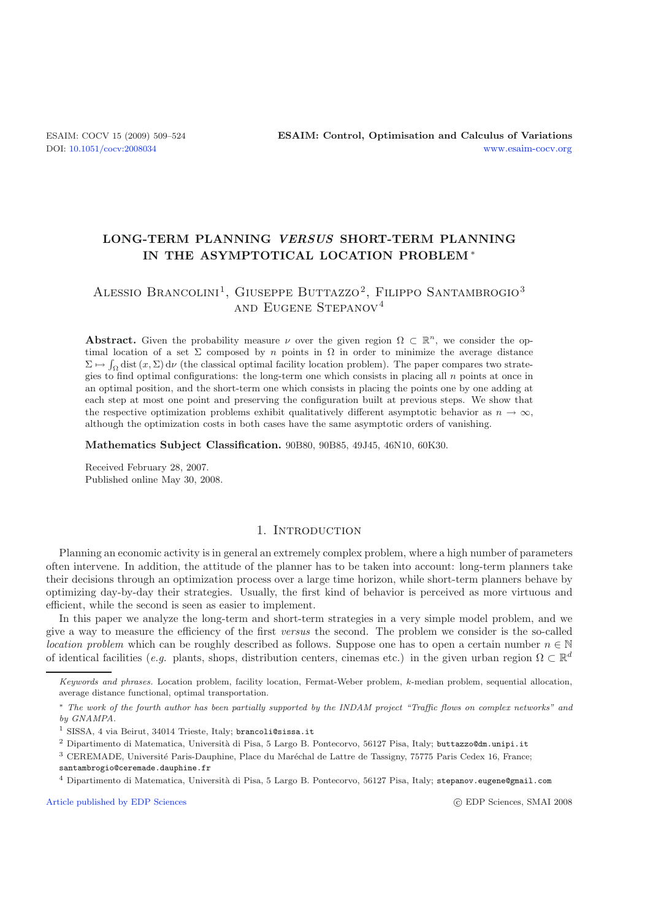# LONG-TERM PLANNING *VERSUS* SHORT-TERM PLANNING IN THE ASYMPTOTICAL LOCATION PROBLEM *

Alessio Brancolini[1], Giuseppe Buttazzo[2], Filippo Santambrogio[3] and Eugene Stepanov[4]

**Abstract.** Given the probability measure $\nu$ over the given region $\Omega \subset \mathbb{R}^n$, we consider the optimal location of a set $\Sigma$ composed by $n$ points in $\Omega$ in order to minimize the average distance $\Sigma \mapsto \int_\Omega \operatorname{dist}(x, \Sigma)\,\mathrm{d}\nu$ (the classical optimal facility location problem). The paper compares two strategies to find optimal configurations: the long-term one which consists in placing all $n$ points at once in an optimal position, and the short-term one which consists in placing the points one by one adding at each step at most one point and preserving the configuration built at previous steps. We show that the respective optimization problems exhibit qualitatively different asymptotic behavior as $n \to \infty$, although the optimization costs in both cases have the same asymptotic orders of vanishing.

**Mathematics Subject Classification.** 90B80, 90B85, 49J45, 46N10, 60K30.

Received February 28, 2007.
Published online May 30, 2008.

## 1. Introduction

Planning an economic activity is in general an extremely complex problem, where a high number of parameters often intervene. In addition, the attitude of the planner has to be taken into account: long-term planners take their decisions through an optimization process over a large time horizon, while short-term planners behave by optimizing day-by-day their strategies. Usually, the first kind of behavior is perceived as more virtuous and efficient, while the second is seen as easier to implement.

In this paper we analyze the long-term and short-term strategies in a very simple model problem, and we give a way to measure the efficiency of the first *versus* the second. The problem we consider is the so-called *location problem* which can be roughly described as follows. Suppose one has to open a certain number $n \in \mathbb{N}$ of identical facilities (*e.g.* plants, shops, distribution centers, cinemas etc.) in the given urban region $\Omega \subset \mathbb{R}^d$

*Keywords and phrases.* Location problem, facility location, Fermat-Weber problem, $k$-median problem, sequential allocation, average distance functional, optimal transportation.

\* *The work of the fourth author has been partially supported by the INDAM project "Traffic flows on complex networks" and by GNAMPA.*

[1] SISSA, 4 via Beirut, 34014 Trieste, Italy; brancoli@sissa.it

[2] Dipartimento di Matematica, Università di Pisa, 5 Largo B. Pontecorvo, 56127 Pisa, Italy; buttazzo@dm.unipi.it

[3] CEREMADE, Université Paris-Dauphine, Place du Maréchal de Lattre de Tassigny, 75775 Paris Cedex 16, France; santambrogio@ceremade.dauphine.fr

[4] Dipartimento di Matematica, Università di Pisa, 5 Largo B. Pontecorvo, 56127 Pisa, Italy; stepanov.eugene@gmail.com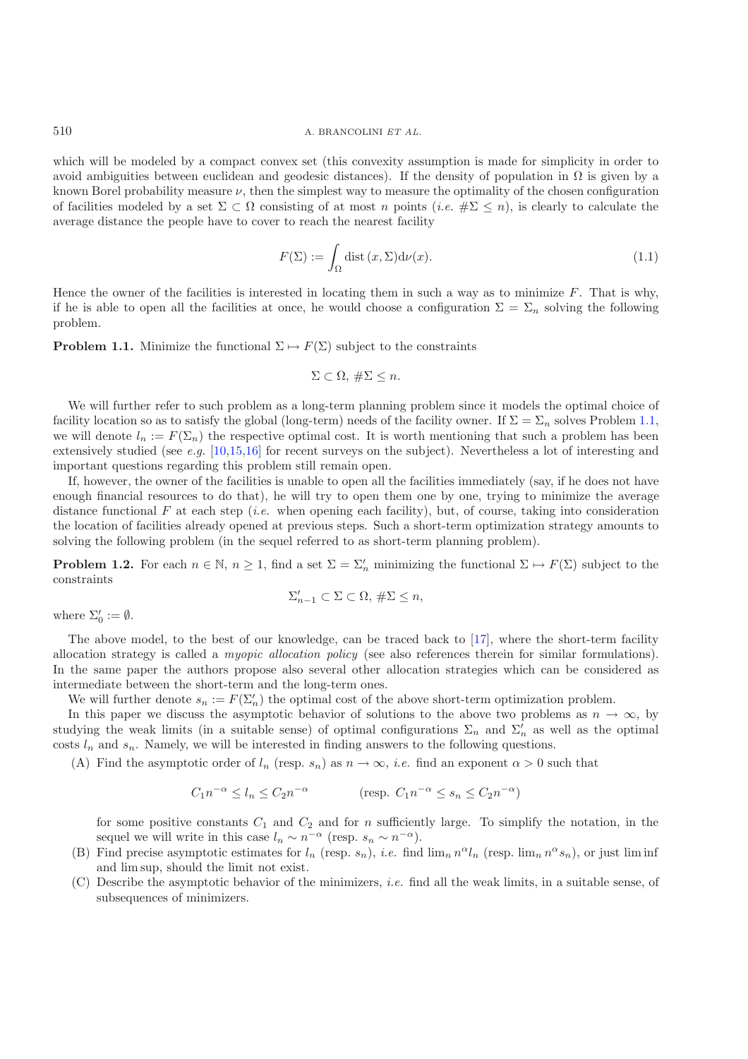which will be modeled by a compact convex set (this convexity assumption is made for simplicity in order to avoid ambiguities between euclidean and geodesic distances). If the density of population in $\Omega$ is given by a known Borel probability measure $\nu$, then the simplest way to measure the optimality of the chosen configuration of facilities modeled by a set $\Sigma \subset \Omega$ consisting of at most $n$ points (*i.e.* $\#\Sigma \leq n$), is clearly to calculate the average distance the people have to cover to reach the nearest facility

$$F(\Sigma) := \int_\Omega \mathrm{dist}\,(x, \Sigma)\mathrm{d}\nu(x). \tag{1.1}$$

Hence the owner of the facilities is interested in locating them in such a way as to minimize $F$. That is why, if he is able to open all the facilities at once, he would choose a configuration $\Sigma = \Sigma_n$ solving the following problem.

**Problem 1.1.** Minimize the functional $\Sigma \mapsto F(\Sigma)$ subject to the constraints

$$\Sigma \subset \Omega,\ \#\Sigma \leq n.$$

We will further refer to such problem as a long-term planning problem since it models the optimal choice of facility location so as to satisfy the global (long-term) needs of the facility owner. If $\Sigma = \Sigma_n$ solves Problem 1.1, we will denote $l_n := F(\Sigma_n)$ the respective optimal cost. It is worth mentioning that such a problem has been extensively studied (see *e.g.* [10,15,16] for recent surveys on the subject). Nevertheless a lot of interesting and important questions regarding this problem still remain open.

If, however, the owner of the facilities is unable to open all the facilities immediately (say, if he does not have enough financial resources to do that), he will try to open them one by one, trying to minimize the average distance functional $F$ at each step (*i.e.* when opening each facility), but, of course, taking into consideration the location of facilities already opened at previous steps. Such a short-term optimization strategy amounts to solving the following problem (in the sequel referred to as short-term planning problem).

**Problem 1.2.** For each $n \in \mathbb{N}$, $n \geq 1$, find a set $\Sigma = \Sigma'_n$ minimizing the functional $\Sigma \mapsto F(\Sigma)$ subject to the constraints

$$\Sigma'_{n-1} \subset \Sigma \subset \Omega,\ \#\Sigma \leq n,$$

where $\Sigma'_0 := \emptyset$.

The above model, to the best of our knowledge, can be traced back to [17], where the short-term facility allocation strategy is called a *myopic allocation policy* (see also references therein for similar formulations). In the same paper the authors propose also several other allocation strategies which can be considered as intermediate between the short-term and the long-term ones.

We will further denote $s_n := F(\Sigma'_n)$ the optimal cost of the above short-term optimization problem.

In this paper we discuss the asymptotic behavior of solutions to the above two problems as $n \to \infty$, by studying the weak limits (in a suitable sense) of optimal configurations $\Sigma_n$ and $\Sigma'_n$ as well as the optimal costs $l_n$ and $s_n$. Namely, we will be interested in finding answers to the following questions.

(A) Find the asymptotic order of $l_n$ (resp. $s_n$) as $n \to \infty$, *i.e.* find an exponent $\alpha > 0$ such that

$$C_1 n^{-\alpha} \leq l_n \leq C_2 n^{-\alpha} \qquad \text{(resp. } C_1 n^{-\alpha} \leq s_n \leq C_2 n^{-\alpha}\text{)}$$

for some positive constants $C_1$ and $C_2$ and for $n$ sufficiently large. To simplify the notation, in the sequel we will write in this case $l_n \sim n^{-\alpha}$ (resp. $s_n \sim n^{-\alpha}$).

(B) Find precise asymptotic estimates for $l_n$ (resp. $s_n$), *i.e.* find $\lim_n n^\alpha l_n$ (resp. $\lim_n n^\alpha s_n$), or just $\liminf$ and $\limsup$, should the limit not exist.

(C) Describe the asymptotic behavior of the minimizers, *i.e.* find all the weak limits, in a suitable sense, of subsequences of minimizers.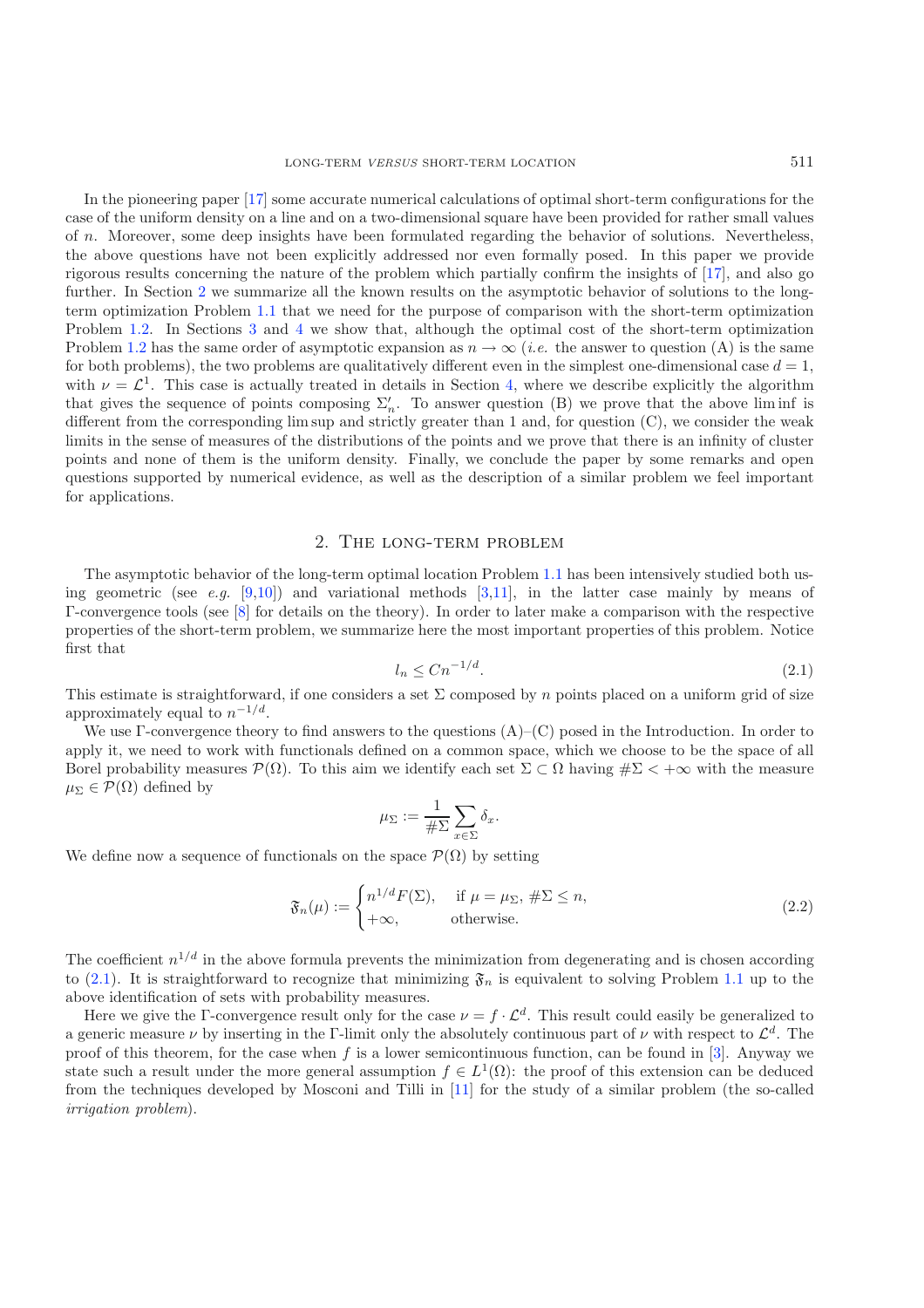In the pioneering paper [17] some accurate numerical calculations of optimal short-term configurations for the case of the uniform density on a line and on a two-dimensional square have been provided for rather small values of $n$. Moreover, some deep insights have been formulated regarding the behavior of solutions. Nevertheless, the above questions have not been explicitly addressed nor even formally posed. In this paper we provide rigorous results concerning the nature of the problem which partially confirm the insights of [17], and also go further. In Section 2 we summarize all the known results on the asymptotic behavior of solutions to the long-term optimization Problem 1.1 that we need for the purpose of comparison with the short-term optimization Problem 1.2. In Sections 3 and 4 we show that, although the optimal cost of the short-term optimization Problem 1.2 has the same order of asymptotic expansion as $n \to \infty$ (*i.e.* the answer to question (A) is the same for both problems), the two problems are qualitatively different even in the simplest one-dimensional case $d = 1$, with $\nu = \mathcal{L}^1$. This case is actually treated in details in Section 4, where we describe explicitly the algorithm that gives the sequence of points composing $\Sigma_n'$. To answer question (B) we prove that the above lim inf is different from the corresponding lim sup and strictly greater than 1 and, for question (C), we consider the weak limits in the sense of measures of the distributions of the points and we prove that there is an infinity of cluster points and none of them is the uniform density. Finally, we conclude the paper by some remarks and open questions supported by numerical evidence, as well as the description of a similar problem we feel important for applications.

## 2. The long-term problem

The asymptotic behavior of the long-term optimal location Problem 1.1 has been intensively studied both using geometric (see *e.g.* [9,10]) and variational methods [3,11], in the latter case mainly by means of Γ-convergence tools (see [8] for details on the theory). In order to later make a comparison with the respective properties of the short-term problem, we summarize here the most important properties of this problem. Notice first that

$$l_n \le C n^{-1/d}. \tag{2.1}$$

This estimate is straightforward, if one considers a set $\Sigma$ composed by $n$ points placed on a uniform grid of size approximately equal to $n^{-1/d}$.

We use Γ-convergence theory to find answers to the questions (A)–(C) posed in the Introduction. In order to apply it, we need to work with functionals defined on a common space, which we choose to be the space of all Borel probability measures $\mathcal{P}(\Omega)$. To this aim we identify each set $\Sigma \subset \Omega$ having $\#\Sigma < +\infty$ with the measure $\mu_\Sigma \in \mathcal{P}(\Omega)$ defined by

$$\mu_\Sigma := \frac{1}{\#\Sigma} \sum_{x \in \Sigma} \delta_x.$$

We define now a sequence of functionals on the space $\mathcal{P}(\Omega)$ by setting

$$\mathfrak{F}_n(\mu) := \begin{cases} n^{1/d} F(\Sigma), & \text{if } \mu = \mu_\Sigma,\ \#\Sigma \le n, \\ +\infty, & \text{otherwise.} \end{cases} \tag{2.2}$$

The coefficient $n^{1/d}$ in the above formula prevents the minimization from degenerating and is chosen according to (2.1). It is straightforward to recognize that minimizing $\mathfrak{F}_n$ is equivalent to solving Problem 1.1 up to the above identification of sets with probability measures.

Here we give the Γ-convergence result only for the case $\nu = f \cdot \mathcal{L}^d$. This result could easily be generalized to a generic measure $\nu$ by inserting in the Γ-limit only the absolutely continuous part of $\nu$ with respect to $\mathcal{L}^d$. The proof of this theorem, for the case when $f$ is a lower semicontinuous function, can be found in [3]. Anyway we state such a result under the more general assumption $f \in L^1(\Omega)$: the proof of this extension can be deduced from the techniques developed by Mosconi and Tilli in [11] for the study of a similar problem (the so-called *irrigation problem*).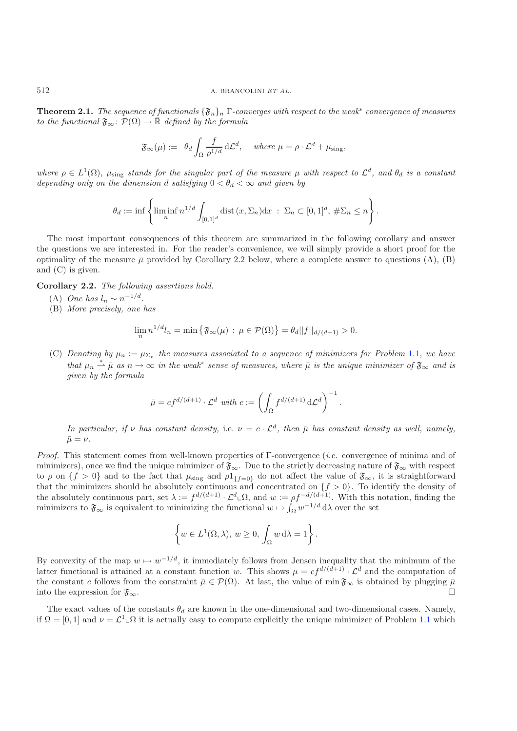**Theorem 2.1.** *The sequence of functionals $\{\mathfrak{F}_n\}_n$ $\Gamma$-converges with respect to the weak\* convergence of measures to the functional $\mathfrak{F}_\infty \colon \mathcal{P}(\Omega) \to \bar{\mathbb{R}}$ defined by the formula*

$$\mathfrak{F}_\infty(\mu) := \theta_d \int_\Omega \frac{f}{\rho^{1/d}}\,\mathrm{d}\mathcal{L}^d, \quad \text{where } \mu = \rho \cdot \mathcal{L}^d + \mu_{\mathrm{sing}},$$

*where $\rho \in L^1(\Omega)$, $\mu_{\mathrm{sing}}$ stands for the singular part of the measure $\mu$ with respect to $\mathcal{L}^d$, and $\theta_d$ is a constant depending only on the dimension $d$ satisfying $0 < \theta_d < \infty$ and given by*

$$\theta_d := \inf \left\{ \liminf_n n^{1/d} \int_{[0,1]^d} \mathrm{dist}\,(x, \Sigma_n)\mathrm{d}x \;:\; \Sigma_n \subset [0,1]^d,\ \#\Sigma_n \le n \right\}.$$

The most important consequences of this theorem are summarized in the following corollary and answer the questions we are interested in. For the reader's convenience, we will simply provide a short proof for the optimality of the measure $\bar{\mu}$ provided by Corollary 2.2 below, where a complete answer to questions (A), (B) and (C) is given.

**Corollary 2.2.** *The following assertions hold.*

(A) *One has $l_n \sim n^{-1/d}$.*

(B) *More precisely, one has*

$$\lim_n n^{1/d} l_n = \min\left\{ \mathfrak{F}_\infty(\mu) \,:\, \mu \in \mathcal{P}(\Omega) \right\} = \theta_d ||f||_{d/(d+1)} > 0.$$

(C) *Denoting by $\mu_n := \mu_{\Sigma_n}$ the measures associated to a sequence of minimizers for Problem 1.1, we have that $\mu_n \overset{*}{\rightharpoonup} \bar{\mu}$ as $n \to \infty$ in the weak\* sense of measures, where $\bar{\mu}$ is the unique minimizer of $\mathfrak{F}_\infty$ and is given by the formula*

$$\bar{\mu} = c f^{d/(d+1)} \cdot \mathcal{L}^d \text{ with } c := \left( \int_\Omega f^{d/(d+1)}\,\mathrm{d}\mathcal{L}^d \right)^{-1}.$$

*In particular, if $\nu$ has constant density,* i.e. *$\nu = c \cdot \mathcal{L}^d$, then $\bar{\mu}$ has constant density as well, namely, $\bar{\mu} = \nu$.*

*Proof.* This statement comes from well-known properties of $\Gamma$-convergence (*i.e.* convergence of minima and of minimizers), once we find the unique minimizer of $\mathfrak{F}_\infty$. Due to the strictly decreasing nature of $\mathfrak{F}_\infty$ with respect to $\rho$ on $\{f > 0\}$ and to the fact that $\mu_{\mathrm{sing}}$ and $\rho 1_{\{f=0\}}$ do not affect the value of $\mathfrak{F}_\infty$, it is straightforward that the minimizers should be absolutely continuous and concentrated on $\{f > 0\}$. To identify the density of the absolutely continuous part, set $\lambda := f^{d/(d+1)} \cdot \mathcal{L}^d \llcorner \Omega$, and $w := \rho f^{-d/(d+1)}$. With this notation, finding the minimizers to $\mathfrak{F}_\infty$ is equivalent to minimizing the functional $w \mapsto \int_\Omega w^{-1/d}\,\mathrm{d}\lambda$ over the set

$$\left\{ w \in L^1(\Omega, \lambda),\ w \ge 0,\ \int_\Omega w\,\mathrm{d}\lambda = 1 \right\}.$$

By convexity of the map $w \mapsto w^{-1/d}$, it immediately follows from Jensen inequality that the minimum of the latter functional is attained at a constant function $w$. This shows $\bar{\mu} = c f^{d/(d+1)} \cdot \mathcal{L}^d$ and the computation of the constant $c$ follows from the constraint $\bar{\mu} \in \mathcal{P}(\Omega)$. At last, the value of $\min \mathfrak{F}_\infty$ is obtained by plugging $\bar{\mu}$ into the expression for $\mathfrak{F}_\infty$. □

The exact values of the constants $\theta_d$ are known in the one-dimensional and two-dimensional cases. Namely, if $\Omega = [0,1]$ and $\nu = \mathcal{L}^1 \llcorner \Omega$ it is actually easy to compute explicitly the unique minimizer of Problem 1.1 which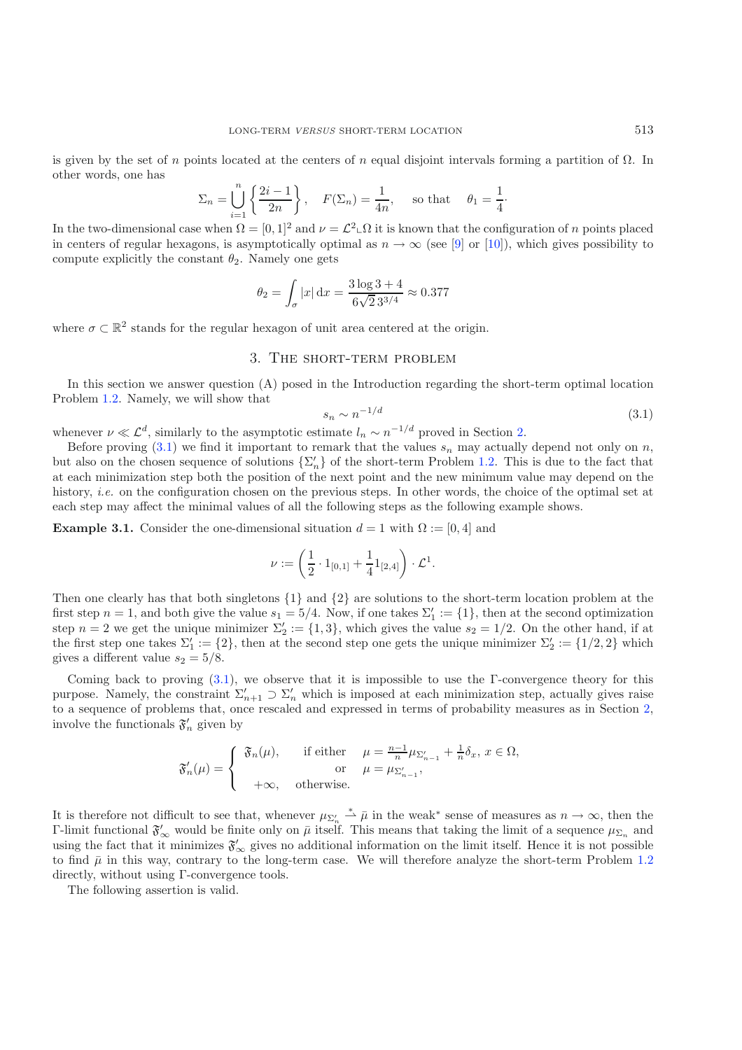is given by the set of $n$ points located at the centers of $n$ equal disjoint intervals forming a partition of $\Omega$. In other words, one has

$$\Sigma_n = \bigcup_{i=1}^{n} \left\{ \frac{2i-1}{2n} \right\}, \quad F(\Sigma_n) = \frac{1}{4n}, \quad \text{so that} \quad \theta_1 = \frac{1}{4}\cdot$$

In the two-dimensional case when $\Omega = [0,1]^2$ and $\nu = \mathcal{L}^2 \llcorner \Omega$ it is known that the configuration of $n$ points placed in centers of regular hexagons, is asymptotically optimal as $n \to \infty$ (see [9] or [10]), which gives possibility to compute explicitly the constant $\theta_2$. Namely one gets

$$\theta_2 = \int_\sigma |x| \, \mathrm{d}x = \frac{3 \log 3 + 4}{6\sqrt{2}\, 3^{3/4}} \approx 0.377$$

where $\sigma \subset \mathbb{R}^2$ stands for the regular hexagon of unit area centered at the origin.

## 3. The short-term problem

In this section we answer question (A) posed in the Introduction regarding the short-term optimal location Problem 1.2. Namely, we will show that

$$s_n \sim n^{-1/d} \tag{3.1}$$

whenever $\nu \ll \mathcal{L}^d$, similarly to the asymptotic estimate $l_n \sim n^{-1/d}$ proved in Section 2.

Before proving (3.1) we find it important to remark that the values $s_n$ may actually depend not only on $n$, but also on the chosen sequence of solutions $\{\Sigma_n'\}$ of the short-term Problem 1.2. This is due to the fact that at each minimization step both the position of the next point and the new minimum value may depend on the history, *i.e.* on the configuration chosen on the previous steps. In other words, the choice of the optimal set at each step may affect the minimal values of all the following steps as the following example shows.

**Example 3.1.** Consider the one-dimensional situation $d = 1$ with $\Omega := [0, 4]$ and

$$\nu := \left( \frac{1}{2} \cdot 1_{[0,1]} + \frac{1}{4} 1_{[2,4]} \right) \cdot \mathcal{L}^1.$$

Then one clearly has that both singletons $\{1\}$ and $\{2\}$ are solutions to the short-term location problem at the first step $n = 1$, and both give the value $s_1 = 5/4$. Now, if one takes $\Sigma_1' := \{1\}$, then at the second optimization step $n = 2$ we get the unique minimizer $\Sigma_2' := \{1, 3\}$, which gives the value $s_2 = 1/2$. On the other hand, if at the first step one takes $\Sigma_1' := \{2\}$, then at the second step one gets the unique minimizer $\Sigma_2' := \{1/2, 2\}$ which gives a different value $s_2 = 5/8$.

Coming back to proving (3.1), we observe that it is impossible to use the $\Gamma$-convergence theory for this purpose. Namely, the constraint $\Sigma_{n+1}' \supset \Sigma_n'$ which is imposed at each minimization step, actually gives raise to a sequence of problems that, once rescaled and expressed in terms of probability measures as in Section 2, involve the functionals $\mathfrak{F}_n'$ given by

$$\mathfrak{F}_n'(\mu) = \begin{cases} \mathfrak{F}_n(\mu), & \text{if either} \quad \mu = \frac{n-1}{n}\mu_{\Sigma_{n-1}'} + \frac{1}{n}\delta_x,\ x \in \Omega, \\ & \qquad\qquad \text{or} \quad \mu = \mu_{\Sigma_{n-1}'}, \\ +\infty, & \text{otherwise.} \end{cases}$$

It is therefore not difficult to see that, whenever $\mu_{\Sigma_n'} \overset{*}{\rightharpoonup} \bar{\mu}$ in the weak$^*$ sense of measures as $n \to \infty$, then the $\Gamma$-limit functional $\mathfrak{F}_\infty'$ would be finite only on $\bar{\mu}$ itself. This means that taking the limit of a sequence $\mu_{\Sigma_n}$ and using the fact that it minimizes $\mathfrak{F}_\infty'$ gives no additional information on the limit itself. Hence it is not possible to find $\bar{\mu}$ in this way, contrary to the long-term case. We will therefore analyze the short-term Problem 1.2 directly, without using $\Gamma$-convergence tools.

The following assertion is valid.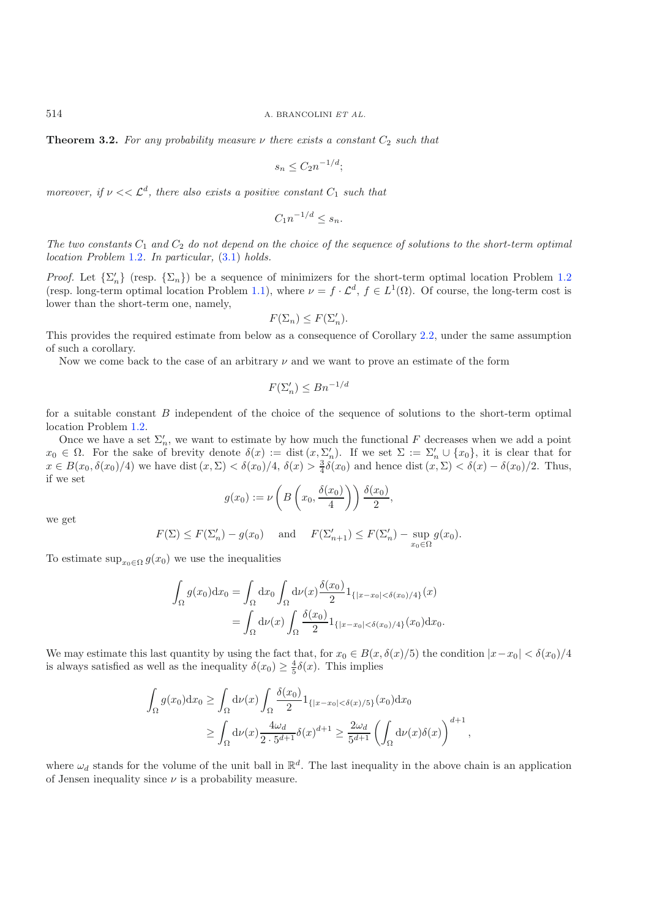**Theorem 3.2.** *For any probability measure $\nu$ there exists a constant $C_2$ such that*

$$s_n \leq C_2 n^{-1/d};$$

*moreover, if $\nu << \mathcal{L}^d$, there also exists a positive constant $C_1$ such that*

$$C_1 n^{-1/d} \leq s_n.$$

*The two constants $C_1$ and $C_2$ do not depend on the choice of the sequence of solutions to the short-term optimal location Problem 1.2. In particular, (3.1) holds.*

*Proof.* Let $\{\Sigma_n'\}$ (resp. $\{\Sigma_n\}$) be a sequence of minimizers for the short-term optimal location Problem 1.2 (resp. long-term optimal location Problem 1.1), where $\nu = f \cdot \mathcal{L}^d$, $f \in L^1(\Omega)$. Of course, the long-term cost is lower than the short-term one, namely,

$$F(\Sigma_n) \leq F(\Sigma_n').$$

This provides the required estimate from below as a consequence of Corollary 2.2, under the same assumption of such a corollary.

Now we come back to the case of an arbitrary $\nu$ and we want to prove an estimate of the form

$$F(\Sigma_n') \leq B n^{-1/d}$$

for a suitable constant $B$ independent of the choice of the sequence of solutions to the short-term optimal location Problem 1.2.

Once we have a set $\Sigma_n'$, we want to estimate by how much the functional $F$ decreases when we add a point $x_0 \in \Omega$. For the sake of brevity denote $\delta(x) := \operatorname{dist}(x, \Sigma_n')$. If we set $\Sigma := \Sigma_n' \cup \{x_0\}$, it is clear that for $x \in B(x_0, \delta(x_0)/4)$ we have $\operatorname{dist}(x, \Sigma) < \delta(x_0)/4$, $\delta(x) > \frac{3}{4}\delta(x_0)$ and hence $\operatorname{dist}(x, \Sigma) < \delta(x) - \delta(x_0)/2$. Thus, if we set

$$g(x_0) := \nu\left(B\left(x_0, \frac{\delta(x_0)}{4}\right)\right)\frac{\delta(x_0)}{2},$$

we get

$$F(\Sigma) \leq F(\Sigma_n') - g(x_0) \quad \text{ and } \quad F(\Sigma_{n+1}') \leq F(\Sigma_n') - \sup_{x_0 \in \Omega} g(x_0).$$

To estimate $\sup_{x_0 \in \Omega} g(x_0)$ we use the inequalities

$$\begin{aligned}\int_\Omega g(x_0)\mathrm{d}x_0 &= \int_\Omega \mathrm{d}x_0 \int_\Omega \mathrm{d}\nu(x) \frac{\delta(x_0)}{2} 1_{\{|x-x_0|<\delta(x_0)/4\}}(x) \\ &= \int_\Omega \mathrm{d}\nu(x) \int_\Omega \frac{\delta(x_0)}{2} 1_{\{|x-x_0|<\delta(x_0)/4\}}(x_0)\mathrm{d}x_0.\end{aligned}$$

We may estimate this last quantity by using the fact that, for $x_0 \in B(x, \delta(x)/5)$ the condition $|x - x_0| < \delta(x_0)/4$ is always satisfied as well as the inequality $\delta(x_0) \geq \frac{4}{5}\delta(x)$. This implies

$$\begin{aligned}\int_\Omega g(x_0)\mathrm{d}x_0 &\geq \int_\Omega \mathrm{d}\nu(x) \int_\Omega \frac{\delta(x_0)}{2} 1_{\{|x-x_0|<\delta(x)/5\}}(x_0)\mathrm{d}x_0 \\ &\geq \int_\Omega \mathrm{d}\nu(x) \frac{4\omega_d}{2 \cdot 5^{d+1}} \delta(x)^{d+1} \geq \frac{2\omega_d}{5^{d+1}} \left(\int_\Omega \mathrm{d}\nu(x)\delta(x)\right)^{d+1},\end{aligned}$$

where $\omega_d$ stands for the volume of the unit ball in $\mathbb{R}^d$. The last inequality in the above chain is an application of Jensen inequality since $\nu$ is a probability measure.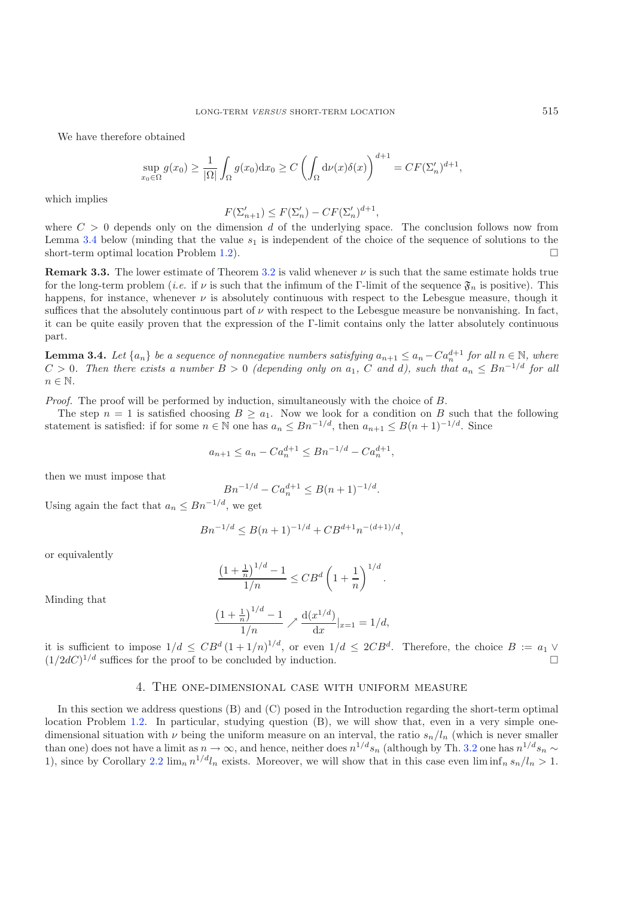We have therefore obtained

$$\sup_{x_0\in\Omega} g(x_0) \geq \frac{1}{|\Omega|}\int_\Omega g(x_0)\mathrm{d}x_0 \geq C\left(\int_\Omega \mathrm{d}\nu(x)\delta(x)\right)^{d+1} = CF(\Sigma_n')^{d+1},$$

which implies

$$F(\Sigma_{n+1}') \leq F(\Sigma_n') - CF(\Sigma_n')^{d+1},$$

where $C > 0$ depends only on the dimension $d$ of the underlying space. The conclusion follows now from Lemma 3.4 below (minding that the value $s_1$ is independent of the choice of the sequence of solutions to the short-term optimal location Problem 1.2). □

**Remark 3.3.** The lower estimate of Theorem 3.2 is valid whenever $\nu$ is such that the same estimate holds true for the long-term problem (*i.e.* if $\nu$ is such that the infimum of the Γ-limit of the sequence $\mathfrak{F}_n$ is positive). This happens, for instance, whenever $\nu$ is absolutely continuous with respect to the Lebesgue measure, though it suffices that the absolutely continuous part of $\nu$ with respect to the Lebesgue measure be nonvanishing. In fact, it can be quite easily proven that the expression of the Γ-limit contains only the latter absolutely continuous part.

**Lemma 3.4.** *Let $\{a_n\}$ be a sequence of nonnegative numbers satisfying $a_{n+1} \leq a_n - Ca_n^{d+1}$ for all $n \in \mathbb{N}$, where $C > 0$. Then there exists a number $B > 0$ (depending only on $a_1$, $C$ and $d$), such that $a_n \leq Bn^{-1/d}$ for all $n \in \mathbb{N}$.*

*Proof.* The proof will be performed by induction, simultaneously with the choice of $B$.

The step $n = 1$ is satisfied choosing $B \geq a_1$. Now we look for a condition on $B$ such that the following statement is satisfied: if for some $n \in \mathbb{N}$ one has $a_n \leq Bn^{-1/d}$, then $a_{n+1} \leq B(n+1)^{-1/d}$. Since

$$a_{n+1} \leq a_n - Ca_n^{d+1} \leq Bn^{-1/d} - Ca_n^{d+1},$$

then we must impose that

$$Bn^{-1/d} - Ca_n^{d+1} \leq B(n+1)^{-1/d}.$$

Using again the fact that $a_n \leq Bn^{-1/d}$, we get

$$Bn^{-1/d} \leq B(n+1)^{-1/d} + CB^{d+1}n^{-(d+1)/d},$$

or equivalently

$$\frac{\left(1+\frac{1}{n}\right)^{1/d} - 1}{1/n} \leq CB^d\left(1+\frac{1}{n}\right)^{1/d}.$$

Minding that

$$\frac{\left(1+\frac{1}{n}\right)^{1/d} - 1}{1/n} \nearrow \frac{\mathrm{d}(x^{1/d})}{\mathrm{d}x}\Big|_{x=1} = 1/d,$$

it is sufficient to impose $1/d \leq CB^d(1+1/n)^{1/d}$, or even $1/d \leq 2CB^d$. Therefore, the choice $B := a_1 \vee (1/2dC)^{1/d}$ suffices for the proof to be concluded by induction. □

## 4. The one-dimensional case with uniform measure

In this section we address questions (B) and (C) posed in the Introduction regarding the short-term optimal location Problem 1.2. In particular, studying question (B), we will show that, even in a very simple one-dimensional situation with $\nu$ being the uniform measure on an interval, the ratio $s_n/l_n$ (which is never smaller than one) does not have a limit as $n \to \infty$, and hence, neither does $n^{1/d}s_n$ (although by Th. 3.2 one has $n^{1/d}s_n \sim 1$), since by Corollary 2.2 $\lim_n n^{1/d}l_n$ exists. Moreover, we will show that in this case even $\liminf_n s_n/l_n > 1$.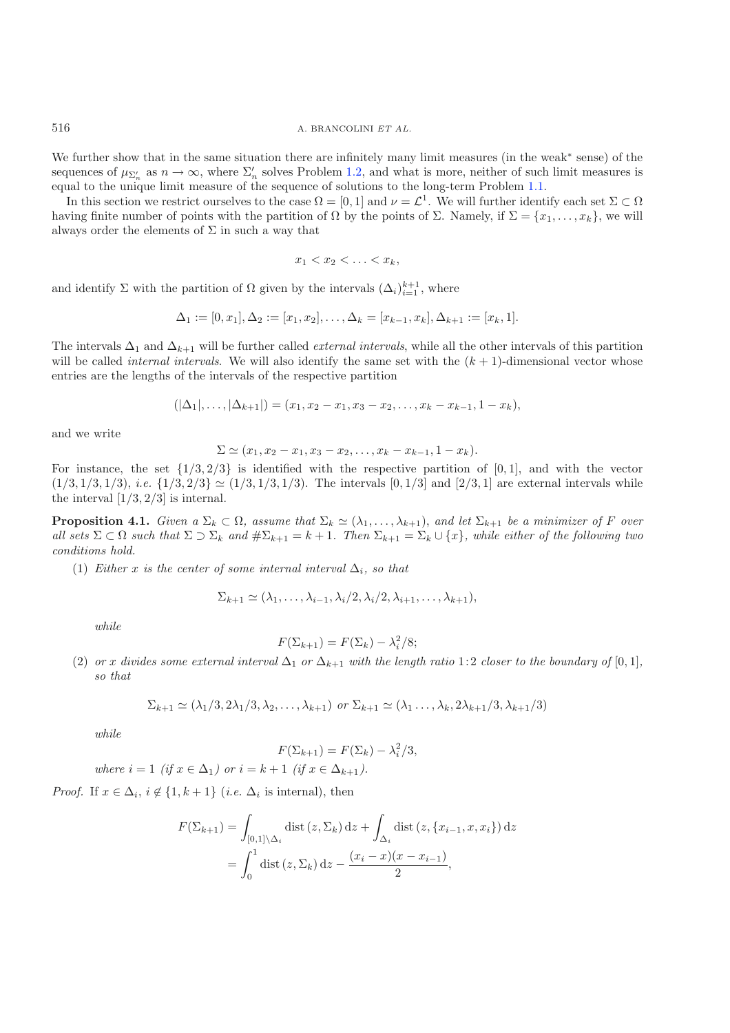We further show that in the same situation there are infinitely many limit measures (in the weak* sense) of the sequences of $\mu_{\Sigma'_n}$ as $n \to \infty$, where $\Sigma'_n$ solves Problem 1.2, and what is more, neither of such limit measures is equal to the unique limit measure of the sequence of solutions to the long-term Problem 1.1.

In this section we restrict ourselves to the case $\Omega = [0,1]$ and $\nu = \mathcal{L}^1$. We will further identify each set $\Sigma \subset \Omega$ having finite number of points with the partition of $\Omega$ by the points of $\Sigma$. Namely, if $\Sigma = \{x_1, \ldots, x_k\}$, we will always order the elements of $\Sigma$ in such a way that

$$x_1 < x_2 < \ldots < x_k,$$

and identify $\Sigma$ with the partition of $\Omega$ given by the intervals $(\Delta_i)_{i=1}^{k+1}$, where

$$\Delta_1 := [0, x_1], \Delta_2 := [x_1, x_2], \ldots, \Delta_k = [x_{k-1}, x_k], \Delta_{k+1} := [x_k, 1].$$

The intervals $\Delta_1$ and $\Delta_{k+1}$ will be further called *external intervals*, while all the other intervals of this partition will be called *internal intervals*. We will also identify the same set with the $(k+1)$-dimensional vector whose entries are the lengths of the intervals of the respective partition

$$(|\Delta_1|, \ldots, |\Delta_{k+1}|) = (x_1, x_2 - x_1, x_3 - x_2, \ldots, x_k - x_{k-1}, 1 - x_k),$$

and we write

$$\Sigma \simeq (x_1, x_2 - x_1, x_3 - x_2, \ldots, x_k - x_{k-1}, 1 - x_k).$$

For instance, the set $\{1/3, 2/3\}$ is identified with the respective partition of $[0,1]$, and with the vector $(1/3, 1/3, 1/3)$, *i.e.* $\{1/3, 2/3\} \simeq (1/3, 1/3, 1/3)$. The intervals $[0, 1/3]$ and $[2/3, 1]$ are external intervals while the interval $[1/3, 2/3]$ is internal.

**Proposition 4.1.** *Given a $\Sigma_k \subset \Omega$, assume that $\Sigma_k \simeq (\lambda_1, \ldots, \lambda_{k+1})$, and let $\Sigma_{k+1}$ be a minimizer of $F$ over all sets $\Sigma \subset \Omega$ such that $\Sigma \supset \Sigma_k$ and $\#\Sigma_{k+1} = k+1$. Then $\Sigma_{k+1} = \Sigma_k \cup \{x\}$, while either of the following two conditions hold.*

(1) *Either $x$ is the center of some internal interval $\Delta_i$, so that*

$$\Sigma_{k+1} \simeq (\lambda_1, \ldots, \lambda_{i-1}, \lambda_i/2, \lambda_i/2, \lambda_{i+1}, \ldots, \lambda_{k+1}),$$

*while*

$$F(\Sigma_{k+1}) = F(\Sigma_k) - \lambda_i^2/8;$$

(2) *or $x$ divides some external interval $\Delta_1$ or $\Delta_{k+1}$ with the length ratio 1:2 closer to the boundary of $[0,1]$, so that*

$$\Sigma_{k+1} \simeq (\lambda_1/3, 2\lambda_1/3, \lambda_2, \ldots, \lambda_{k+1}) \text{ or } \Sigma_{k+1} \simeq (\lambda_1 \ldots, \lambda_k, 2\lambda_{k+1}/3, \lambda_{k+1}/3)$$

*while*

$$F(\Sigma_{k+1}) = F(\Sigma_k) - \lambda_i^2/3,$$

*where $i = 1$ (if $x \in \Delta_1$) or $i = k+1$ (if $x \in \Delta_{k+1}$).*

*Proof.* If $x \in \Delta_i$, $i \notin \{1, k+1\}$ (*i.e.* $\Delta_i$ is internal), then

$$\begin{aligned} F(\Sigma_{k+1}) &= \int_{[0,1]\setminus\Delta_i} \operatorname{dist}(z, \Sigma_k)\, \mathrm{d}z + \int_{\Delta_i} \operatorname{dist}(z, \{x_{i-1}, x, x_i\})\, \mathrm{d}z \\ &= \int_0^1 \operatorname{dist}(z, \Sigma_k)\, \mathrm{d}z - \frac{(x_i - x)(x - x_{i-1})}{2}, \end{aligned}$$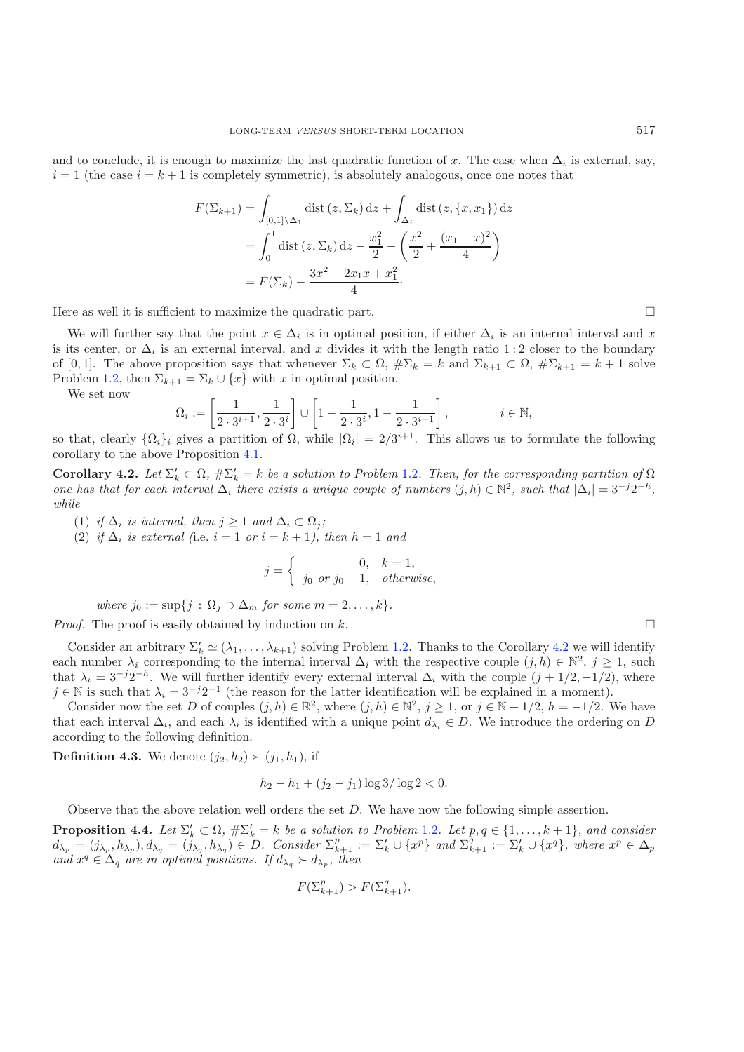and to conclude, it is enough to maximize the last quadratic function of $x$. The case when $\Delta_i$ is external, say, $i = 1$ (the case $i = k+1$ is completely symmetric), is absolutely analogous, once one notes that

$$
\begin{aligned}
F(\Sigma_{k+1}) &= \int_{[0,1]\setminus\Delta_1} \mathrm{dist}\,(z, \Sigma_k)\,\mathrm{d}z + \int_{\Delta_i} \mathrm{dist}\,(z, \{x, x_1\})\,\mathrm{d}z \\
&= \int_0^1 \mathrm{dist}\,(z, \Sigma_k)\,\mathrm{d}z - \frac{x_1^2}{2} - \left(\frac{x^2}{2} + \frac{(x_1 - x)^2}{4}\right) \\
&= F(\Sigma_k) - \frac{3x^2 - 2x_1 x + x_1^2}{4}\cdot
\end{aligned}
$$

Here as well it is sufficient to maximize the quadratic part. $\square$

We will further say that the point $x \in \Delta_i$ is in optimal position, if either $\Delta_i$ is an internal interval and $x$ is its center, or $\Delta_i$ is an external interval, and $x$ divides it with the length ratio $1:2$ closer to the boundary of $[0, 1]$. The above proposition says that whenever $\Sigma_k \subset \Omega$, $\#\Sigma_k = k$ and $\Sigma_{k+1} \subset \Omega$, $\#\Sigma_{k+1} = k+1$ solve Problem 1.2, then $\Sigma_{k+1} = \Sigma_k \cup \{x\}$ with $x$ in optimal position.

We set now

$$
\Omega_i := \left[\frac{1}{2\cdot 3^{i+1}}, \frac{1}{2\cdot 3^{i}}\right] \cup \left[1 - \frac{1}{2\cdot 3^{i}}, 1 - \frac{1}{2\cdot 3^{i+1}}\right], \qquad\qquad i \in \mathbb{N},
$$

so that, clearly $\{\Omega_i\}_i$ gives a partition of $\Omega$, while $|\Omega_i| = 2/3^{i+1}$. This allows us to formulate the following corollary to the above Proposition 4.1.

**Corollary 4.2.** *Let $\Sigma_k' \subset \Omega$, $\#\Sigma_k' = k$ be a solution to Problem 1.2. Then, for the corresponding partition of $\Omega$ one has that for each interval $\Delta_i$ there exists a unique couple of numbers $(j, h) \in \mathbb{N}^2$, such that $|\Delta_i| = 3^{-j}2^{-h}$, while*

1. *if $\Delta_i$ is internal, then $j \geq 1$ and $\Delta_i \subset \Omega_j$;*
2. *if $\Delta_i$ is external (i.e. $i = 1$ or $i = k+1$), then $h = 1$ and*

$$
j = \begin{cases} 0, & k = 1, \\ j_0 \text{ or } j_0 - 1, & \text{otherwise}, \end{cases}
$$

*where $j_0 := \sup\{j : \Omega_j \supset \Delta_m \text{ for some } m = 2, \ldots, k\}$.*

*Proof.* The proof is easily obtained by induction on $k$. $\square$

Consider an arbitrary $\Sigma_k' \simeq (\lambda_1, \ldots, \lambda_{k+1})$ solving Problem 1.2. Thanks to the Corollary 4.2 we will identify each number $\lambda_i$ corresponding to the internal interval $\Delta_i$ with the respective couple $(j, h) \in \mathbb{N}^2$, $j \geq 1$, such that $\lambda_i = 3^{-j}2^{-h}$. We will further identify every external interval $\Delta_i$ with the couple $(j + 1/2, -1/2)$, where $j \in \mathbb{N}$ is such that $\lambda_i = 3^{-j}2^{-1}$ (the reason for the latter identification will be explained in a moment).

Consider now the set $D$ of couples $(j, h) \in \mathbb{R}^2$, where $(j, h) \in \mathbb{N}^2$, $j \geq 1$, or $j \in \mathbb{N} + 1/2$, $h = -1/2$. We have that each interval $\Delta_i$, and each $\lambda_i$ is identified with a unique point $d_{\lambda_i} \in D$. We introduce the ordering on $D$ according to the following definition.

**Definition 4.3.** We denote $(j_2, h_2) \succ (j_1, h_1)$, if

$$
h_2 - h_1 + (j_2 - j_1)\log 3/\log 2 < 0.
$$

Observe that the above relation well orders the set $D$. We have now the following simple assertion.

**Proposition 4.4.** *Let $\Sigma_k' \subset \Omega$, $\#\Sigma_k' = k$ be a solution to Problem 1.2. Let $p, q \in \{1, \ldots, k+1\}$, and consider $d_{\lambda_p} = (j_{\lambda_p}, h_{\lambda_p}), d_{\lambda_q} = (j_{\lambda_q}, h_{\lambda_q}) \in D$. Consider $\Sigma_{k+1}^p := \Sigma_k' \cup \{x^p\}$ and $\Sigma_{k+1}^q := \Sigma_k' \cup \{x^q\}$, where $x^p \in \Delta_p$ and $x^q \in \Delta_q$ are in optimal positions. If $d_{\lambda_q} \succ d_{\lambda_p}$, then*

$$
F(\Sigma_{k+1}^p) > F(\Sigma_{k+1}^q).
$$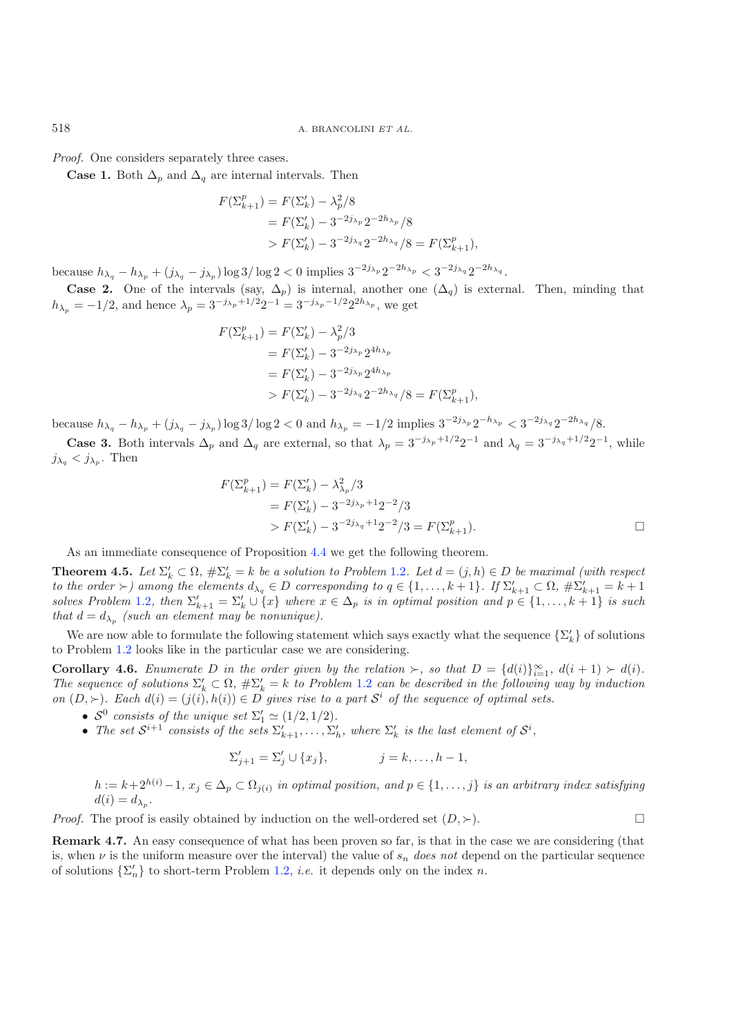*Proof.* One considers separately three cases.

**Case 1.** Both $\Delta_p$ and $\Delta_q$ are internal intervals. Then

$$
\begin{aligned}
F(\Sigma^p_{k+1}) &= F(\Sigma'_k) - \lambda_p^2/8 \\
&= F(\Sigma'_k) - 3^{-2j_{\lambda_p}} 2^{-2h_{\lambda_p}}/8 \\
&> F(\Sigma'_k) - 3^{-2j_{\lambda_q}} 2^{-2h_{\lambda_q}}/8 = F(\Sigma^p_{k+1}),
\end{aligned}
$$

because $h_{\lambda_q} - h_{\lambda_p} + (j_{\lambda_q} - j_{\lambda_p}) \log 3/\log 2 < 0$ implies $3^{-2j_{\lambda_p}} 2^{-2h_{\lambda_p}} < 3^{-2j_{\lambda_q}} 2^{-2h_{\lambda_q}}$.

**Case 2.** One of the intervals (say, $\Delta_p$) is internal, another one ($\Delta_q$) is external. Then, minding that $h_{\lambda_p} = -1/2$, and hence $\lambda_p = 3^{-j_{\lambda_p}+1/2} 2^{-1} = 3^{-j_{\lambda_p}-1/2} 2^{2h_{\lambda_p}}$, we get

$$
\begin{aligned}
F(\Sigma^p_{k+1}) &= F(\Sigma'_k) - \lambda_p^2/3 \\
&= F(\Sigma'_k) - 3^{-2j_{\lambda_p}} 2^{4h_{\lambda_p}} \\
&= F(\Sigma'_k) - 3^{-2j_{\lambda_p}} 2^{4h_{\lambda_p}} \\
&> F(\Sigma'_k) - 3^{-2j_{\lambda_q}} 2^{-2h_{\lambda_q}}/8 = F(\Sigma^p_{k+1}),
\end{aligned}
$$

because $h_{\lambda_q} - h_{\lambda_p} + (j_{\lambda_q} - j_{\lambda_p}) \log 3/\log 2 < 0$ and $h_{\lambda_p} = -1/2$ implies $3^{-2j_{\lambda_p}} 2^{-h_{\lambda_p}} < 3^{-2j_{\lambda_q}} 2^{-2h_{\lambda_q}}/8$.

**Case 3.** Both intervals $\Delta_p$ and $\Delta_q$ are external, so that $\lambda_p = 3^{-j_{\lambda_p}+1/2} 2^{-1}$ and $\lambda_q = 3^{-j_{\lambda_q}+1/2} 2^{-1}$, while $j_{\lambda_q} < j_{\lambda_p}$. Then

$$
\begin{aligned}
F(\Sigma^p_{k+1}) &= F(\Sigma'_k) - \lambda_{\lambda_p}^2/3 \\
&= F(\Sigma'_k) - 3^{-2j_{\lambda_p}+1} 2^{-2}/3 \\
&> F(\Sigma'_k) - 3^{-2j_{\lambda_q}+1} 2^{-2}/3 = F(\Sigma^p_{k+1}).
\end{aligned}
$$

□

As an immediate consequence of Proposition 4.4 we get the following theorem.

**Theorem 4.5.** *Let $\Sigma'_k \subset \Omega$, $\#\Sigma'_k = k$ be a solution to Problem 1.2. Let $d = (j, h) \in D$ be maximal (with respect to the order $\succ$) among the elements $d_{\lambda_q} \in D$ corresponding to $q \in \{1, \ldots, k+1\}$. If $\Sigma'_{k+1} \subset \Omega$, $\#\Sigma'_{k+1} = k+1$ solves Problem 1.2, then $\Sigma'_{k+1} = \Sigma'_k \cup \{x\}$ where $x \in \Delta_p$ is in optimal position and $p \in \{1, \ldots, k+1\}$ is such that $d = d_{\lambda_p}$ (such an element may be nonunique).*

We are now able to formulate the following statement which says exactly what the sequence $\{\Sigma'_k\}$ of solutions to Problem 1.2 looks like in the particular case we are considering.

**Corollary 4.6.** *Enumerate $D$ in the order given by the relation $\succ$, so that $D = \{d(i)\}_{i=1}^\infty$, $d(i+1) \succ d(i)$. The sequence of solutions $\Sigma'_k \subset \Omega$, $\#\Sigma'_k = k$ to Problem 1.2 can be described in the following way by induction on $(D, \succ)$. Each $d(i) = (j(i), h(i)) \in D$ gives rise to a part $\mathcal{S}^i$ of the sequence of optimal sets.*

- *$\mathcal{S}^0$ consists of the unique set $\Sigma'_1 \simeq (1/2, 1/2)$.*
- *The set $\mathcal{S}^{i+1}$ consists of the sets $\Sigma'_{k+1}, \ldots, \Sigma'_h$, where $\Sigma'_k$ is the last element of $\mathcal{S}^i$,*

$$
\Sigma'_{j+1} = \Sigma'_j \cup \{x_j\}, \qquad j = k, \ldots, h-1,
$$

*$h := k + 2^{h(i)} - 1$, $x_j \in \Delta_p \subset \Omega_{j(i)}$ in optimal position, and $p \in \{1, \ldots, j\}$ is an arbitrary index satisfying $d(i) = d_{\lambda_p}$.*

*Proof.* The proof is easily obtained by induction on the well-ordered set $(D, \succ)$. □

**Remark 4.7.** An easy consequence of what has been proven so far, is that in the case we are considering (that is, when $\nu$ is the uniform measure over the interval) the value of $s_n$ *does not* depend on the particular sequence of solutions $\{\Sigma'_n\}$ to short-term Problem 1.2, *i.e.* it depends only on the index $n$.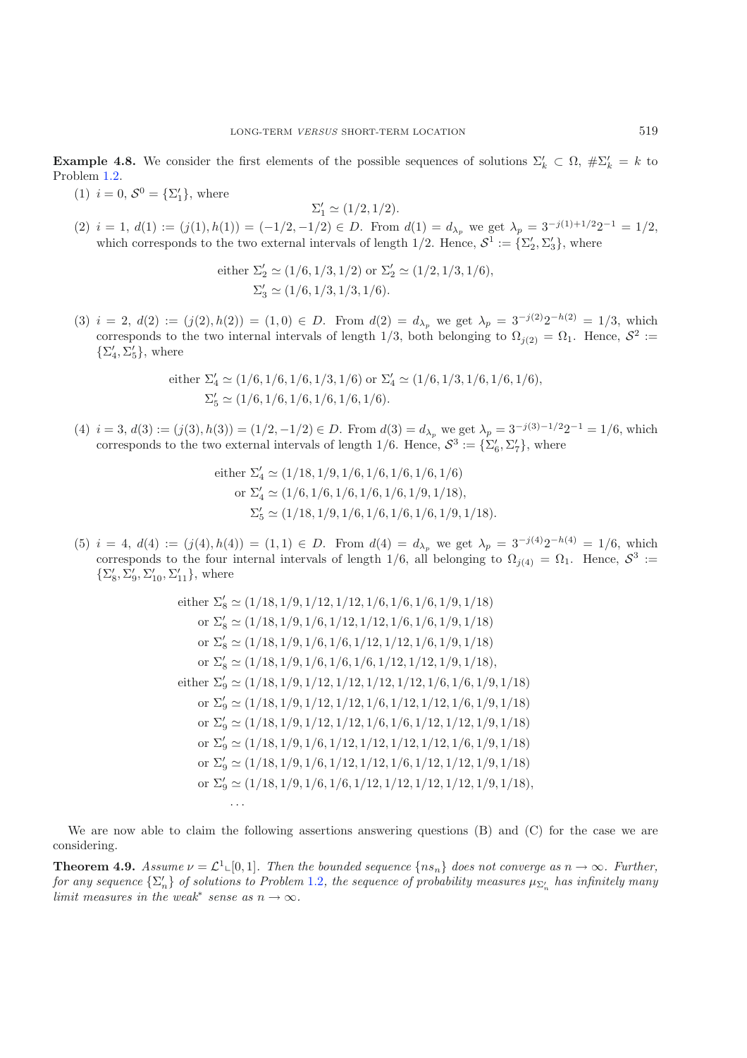**Example 4.8.** We consider the first elements of the possible sequences of solutions $\Sigma'_k \subset \Omega$, $\#\Sigma'_k = k$ to Problem 1.2.

(1) $i = 0$, $\mathcal{S}^0 = \{\Sigma'_1\}$, where

$$\Sigma'_1 \simeq (1/2, 1/2).$$

(2) $i = 1$, $d(1) := (j(1), h(1)) = (-1/2, -1/2) \in D$. From $d(1) = d_{\lambda_p}$ we get $\lambda_p = 3^{-j(1)+1/2}2^{-1} = 1/2$, which corresponds to the two external intervals of length $1/2$. Hence, $\mathcal{S}^1 := \{\Sigma'_2, \Sigma'_3\}$, where

$$\text{either } \Sigma'_2 \simeq (1/6, 1/3, 1/2) \text{ or } \Sigma'_2 \simeq (1/2, 1/3, 1/6),$$
$$\Sigma'_3 \simeq (1/6, 1/3, 1/3, 1/6).$$

(3) $i = 2$, $d(2) := (j(2), h(2)) = (1, 0) \in D$. From $d(2) = d_{\lambda_p}$ we get $\lambda_p = 3^{-j(2)}2^{-h(2)} = 1/3$, which corresponds to the two internal intervals of length $1/3$, both belonging to $\Omega_{j(2)} = \Omega_1$. Hence, $\mathcal{S}^2 := \{\Sigma'_4, \Sigma'_5\}$, where

$$\text{either } \Sigma'_4 \simeq (1/6, 1/6, 1/6, 1/3, 1/6) \text{ or } \Sigma'_4 \simeq (1/6, 1/3, 1/6, 1/6, 1/6),$$
$$\Sigma'_5 \simeq (1/6, 1/6, 1/6, 1/6, 1/6, 1/6).$$

(4) $i = 3$, $d(3) := (j(3), h(3)) = (1/2, -1/2) \in D$. From $d(3) = d_{\lambda_p}$ we get $\lambda_p = 3^{-j(3)-1/2}2^{-1} = 1/6$, which corresponds to the two external intervals of length $1/6$. Hence, $\mathcal{S}^3 := \{\Sigma'_6, \Sigma'_7\}$, where

$$\text{either } \Sigma'_4 \simeq (1/18, 1/9, 1/6, 1/6, 1/6, 1/6, 1/6)$$
$$\text{or } \Sigma'_4 \simeq (1/6, 1/6, 1/6, 1/6, 1/6, 1/9, 1/18),$$
$$\Sigma'_5 \simeq (1/18, 1/9, 1/6, 1/6, 1/6, 1/6, 1/9, 1/18).$$

(5) $i = 4$, $d(4) := (j(4), h(4)) = (1, 1) \in D$. From $d(4) = d_{\lambda_p}$ we get $\lambda_p = 3^{-j(4)}2^{-h(4)} = 1/6$, which corresponds to the four internal intervals of length $1/6$, all belonging to $\Omega_{j(4)} = \Omega_1$. Hence, $\mathcal{S}^3 := \{\Sigma'_8, \Sigma'_9, \Sigma'_{10}, \Sigma'_{11}\}$, where

$$\text{either } \Sigma'_8 \simeq (1/18, 1/9, 1/12, 1/12, 1/6, 1/6, 1/6, 1/9, 1/18)$$
$$\text{or } \Sigma'_8 \simeq (1/18, 1/9, 1/6, 1/12, 1/12, 1/6, 1/6, 1/9, 1/18)$$
$$\text{or } \Sigma'_8 \simeq (1/18, 1/9, 1/6, 1/6, 1/12, 1/12, 1/6, 1/9, 1/18)$$
$$\text{or } \Sigma'_8 \simeq (1/18, 1/9, 1/6, 1/6, 1/6, 1/12, 1/12, 1/9, 1/18),$$
$$\text{either } \Sigma'_9 \simeq (1/18, 1/9, 1/12, 1/12, 1/12, 1/12, 1/6, 1/6, 1/9, 1/18)$$
$$\text{or } \Sigma'_9 \simeq (1/18, 1/9, 1/12, 1/12, 1/6, 1/12, 1/12, 1/6, 1/9, 1/18)$$
$$\text{or } \Sigma'_9 \simeq (1/18, 1/9, 1/12, 1/12, 1/6, 1/6, 1/12, 1/12, 1/9, 1/18)$$
$$\text{or } \Sigma'_9 \simeq (1/18, 1/9, 1/6, 1/12, 1/12, 1/12, 1/12, 1/6, 1/9, 1/18)$$
$$\text{or } \Sigma'_9 \simeq (1/18, 1/9, 1/6, 1/12, 1/12, 1/6, 1/12, 1/12, 1/9, 1/18)$$
$$\text{or } \Sigma'_9 \simeq (1/18, 1/9, 1/6, 1/6, 1/12, 1/12, 1/12, 1/12, 1/9, 1/18),$$
$$\dots$$

We are now able to claim the following assertions answering questions (B) and (C) for the case we are considering.

**Theorem 4.9.** *Assume $\nu = \mathcal{L}^1 \llcorner [0, 1]$. Then the bounded sequence $\{ns_n\}$ does not converge as $n \to \infty$. Further, for any sequence $\{\Sigma'_n\}$ of solutions to Problem 1.2, the sequence of probability measures $\mu_{\Sigma'_n}$ has infinitely many limit measures in the weak$^*$ sense as $n \to \infty$.*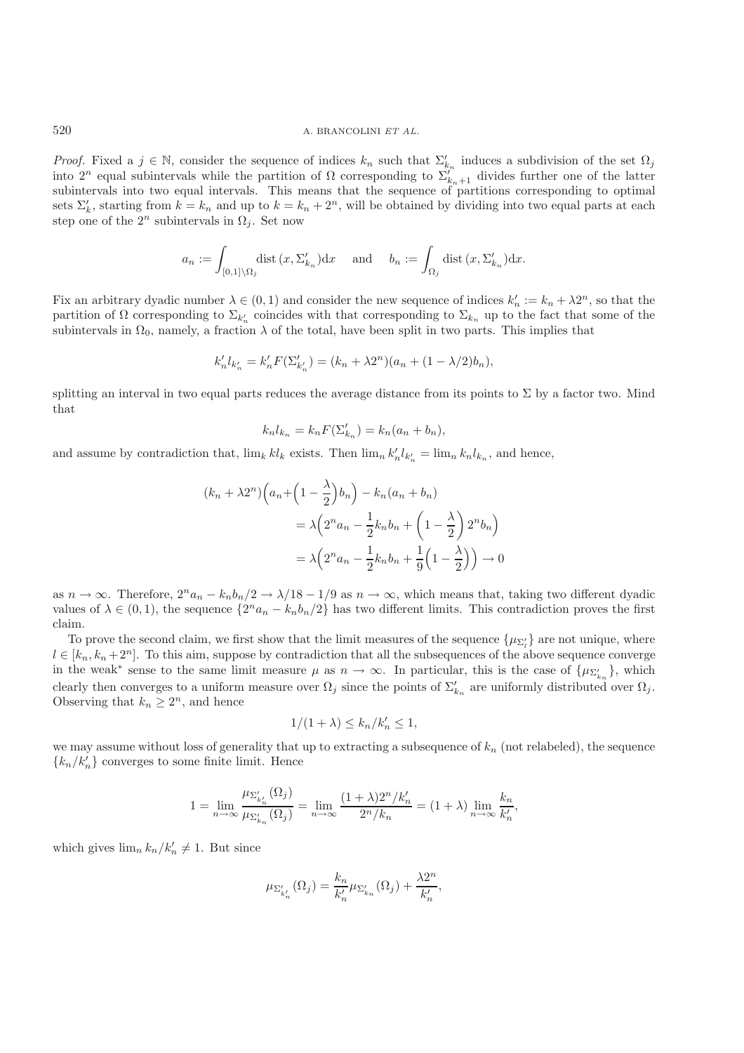*Proof.* Fixed a $j \in \mathbb{N}$, consider the sequence of indices $k_n$ such that $\Sigma'_{k_n}$ induces a subdivision of the set $\Omega_j$ into $2^n$ equal subintervals while the partition of $\Omega$ corresponding to $\Sigma'_{k_n+1}$ divides further one of the latter subintervals into two equal intervals. This means that the sequence of partitions corresponding to optimal sets $\Sigma'_k$, starting from $k = k_n$ and up to $k = k_n + 2^n$, will be obtained by dividing into two equal parts at each step one of the $2^n$ subintervals in $\Omega_j$. Set now

$$a_n := \int_{[0,1]\setminus\Omega_j} \mathrm{dist}\,(x, \Sigma'_{k_n})\mathrm{d}x \quad \text{ and } \quad b_n := \int_{\Omega_j} \mathrm{dist}\,(x, \Sigma'_{k_n})\mathrm{d}x.$$

Fix an arbitrary dyadic number $\lambda \in (0,1)$ and consider the new sequence of indices $k'_n := k_n + \lambda 2^n$, so that the partition of $\Omega$ corresponding to $\Sigma_{k'_n}$ coincides with that corresponding to $\Sigma_{k_n}$ up to the fact that some of the subintervals in $\Omega_0$, namely, a fraction $\lambda$ of the total, have been split in two parts. This implies that

$$k'_n l_{k'_n} = k'_n F(\Sigma'_{k'_n}) = (k_n + \lambda 2^n)(a_n + (1 - \lambda/2)b_n),$$

splitting an interval in two equal parts reduces the average distance from its points to $\Sigma$ by a factor two. Mind that

$$k_n l_{k_n} = k_n F(\Sigma'_{k_n}) = k_n(a_n + b_n),$$

and assume by contradiction that, $\lim_k k l_k$ exists. Then $\lim_n k'_n l_{k'_n} = \lim_n k_n l_{k_n}$, and hence,

$$\begin{aligned}
(k_n + \lambda 2^n)\Big(a_n + \Big(1 - \frac{\lambda}{2}\Big)b_n\Big) - k_n(a_n + b_n) \\
&= \lambda\Big(2^n a_n - \frac{1}{2}k_n b_n + \left(1 - \frac{\lambda}{2}\right)2^n b_n\Big) \\
&= \lambda\Big(2^n a_n - \frac{1}{2}k_n b_n + \frac{1}{9}\Big(1 - \frac{\lambda}{2}\Big)\Big) \to 0
\end{aligned}$$

as $n \to \infty$. Therefore, $2^n a_n - k_n b_n/2 \to \lambda/18 - 1/9$ as $n \to \infty$, which means that, taking two different dyadic values of $\lambda \in (0,1)$, the sequence $\{2^n a_n - k_n b_n/2\}$ has two different limits. This contradiction proves the first claim.

To prove the second claim, we first show that the limit measures of the sequence $\{\mu_{\Sigma'_l}\}$ are not unique, where $l \in [k_n, k_n + 2^n]$. To this aim, suppose by contradiction that all the subsequences of the above sequence converge in the weak* sense to the same limit measure $\mu$ as $n \to \infty$. In particular, this is the case of $\{\mu_{\Sigma'_{k_n}}\}$, which clearly then converges to a uniform measure over $\Omega_j$ since the points of $\Sigma'_{k_n}$ are uniformly distributed over $\Omega_j$. Observing that $k_n \geq 2^n$, and hence

$$1/(1+\lambda) \leq k_n/k'_n \leq 1,$$

we may assume without loss of generality that up to extracting a subsequence of $k_n$ (not relabeled), the sequence $\{k_n/k'_n\}$ converges to some finite limit. Hence

$$1 = \lim_{n\to\infty} \frac{\mu_{\Sigma'_{k'_n}}(\Omega_j)}{\mu_{\Sigma'_{k_n}}(\Omega_j)} = \lim_{n\to\infty} \frac{(1+\lambda)2^n/k'_n}{2^n/k_n} = (1+\lambda)\lim_{n\to\infty}\frac{k_n}{k'_n},$$

which gives $\lim_n k_n/k'_n \neq 1$. But since

$$\mu_{\Sigma'_{k'_n}}(\Omega_j) = \frac{k_n}{k'_n}\mu_{\Sigma'_{k_n}}(\Omega_j) + \frac{\lambda 2^n}{k'_n},$$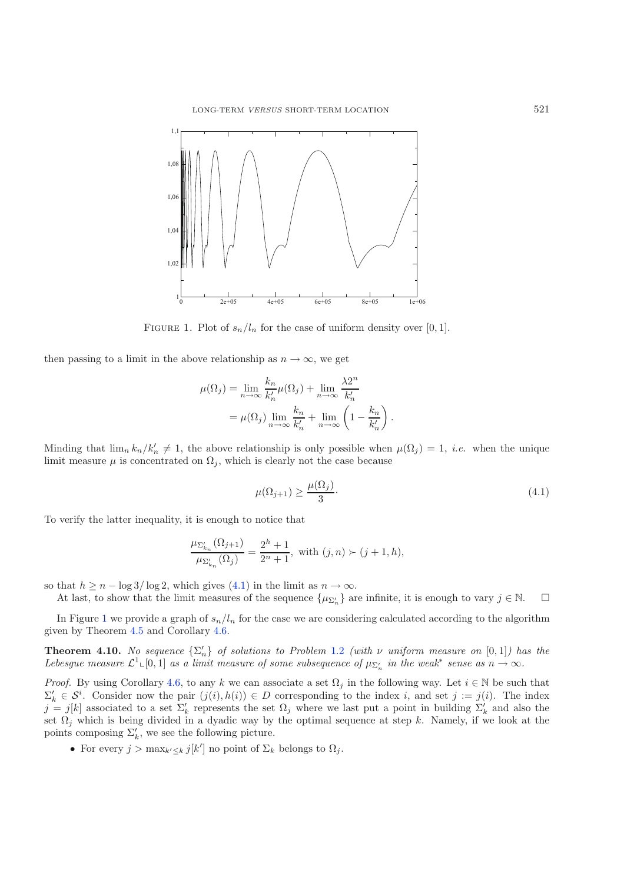FIGURE 1. Plot of $s_n/l_n$ for the case of uniform density over $[0,1]$.

then passing to a limit in the above relationship as $n \to \infty$, we get

$$\mu(\Omega_j) = \lim_{n\to\infty} \frac{k_n}{k'_n}\mu(\Omega_j) + \lim_{n\to\infty} \frac{\lambda 2^n}{k'_n}$$
$$= \mu(\Omega_j) \lim_{n\to\infty} \frac{k_n}{k'_n} + \lim_{n\to\infty} \left(1 - \frac{k_n}{k'_n}\right).$$

Minding that $\lim_n k_n/k'_n \neq 1$, the above relationship is only possible when $\mu(\Omega_j) = 1$, *i.e.* when the unique limit measure $\mu$ is concentrated on $\Omega_j$, which is clearly not the case because

$$\mu(\Omega_{j+1}) \geq \frac{\mu(\Omega_j)}{3}. \tag{4.1}$$

To verify the latter inequality, it is enough to notice that

$$\frac{\mu_{\Sigma'_{k_n}}(\Omega_{j+1})}{\mu_{\Sigma'_{k_n}}(\Omega_j)} = \frac{2^h+1}{2^n+1}, \text{ with } (j,n) \succ (j+1,h),$$

so that $h \geq n - \log 3/\log 2$, which gives (4.1) in the limit as $n \to \infty$.

At last, to show that the limit measures of the sequence $\{\mu_{\Sigma'_n}\}$ are infinite, it is enough to vary $j \in \mathbb{N}$. $\square$

In Figure 1 we provide a graph of $s_n/l_n$ for the case we are considering calculated according to the algorithm given by Theorem 4.5 and Corollary 4.6.

**Theorem 4.10.** *No sequence $\{\Sigma'_n\}$ of solutions to Problem 1.2 (with $\nu$ uniform measure on $[0,1]$) has the Lebesgue measure $\mathcal{L}^1\llcorner[0,1]$ as a limit measure of some subsequence of $\mu_{\Sigma'_n}$ in the weak$^*$ sense as $n \to \infty$.*

*Proof.* By using Corollary 4.6, to any $k$ we can associate a set $\Omega_j$ in the following way. Let $i \in \mathbb{N}$ be such that $\Sigma'_k \in \mathcal{S}^i$. Consider now the pair $(j(i), h(i)) \in D$ corresponding to the index $i$, and set $j := j(i)$. The index $j = j[k]$ associated to a set $\Sigma'_k$ represents the set $\Omega_j$ where we last put a point in building $\Sigma'_k$ and also the set $\Omega_j$ which is being divided in a dyadic way by the optimal sequence at step $k$. Namely, if we look at the points composing $\Sigma'_k$, we see the following picture.

- For every $j > \max_{k' \leq k} j[k']$ no point of $\Sigma_k$ belongs to $\Omega_j$.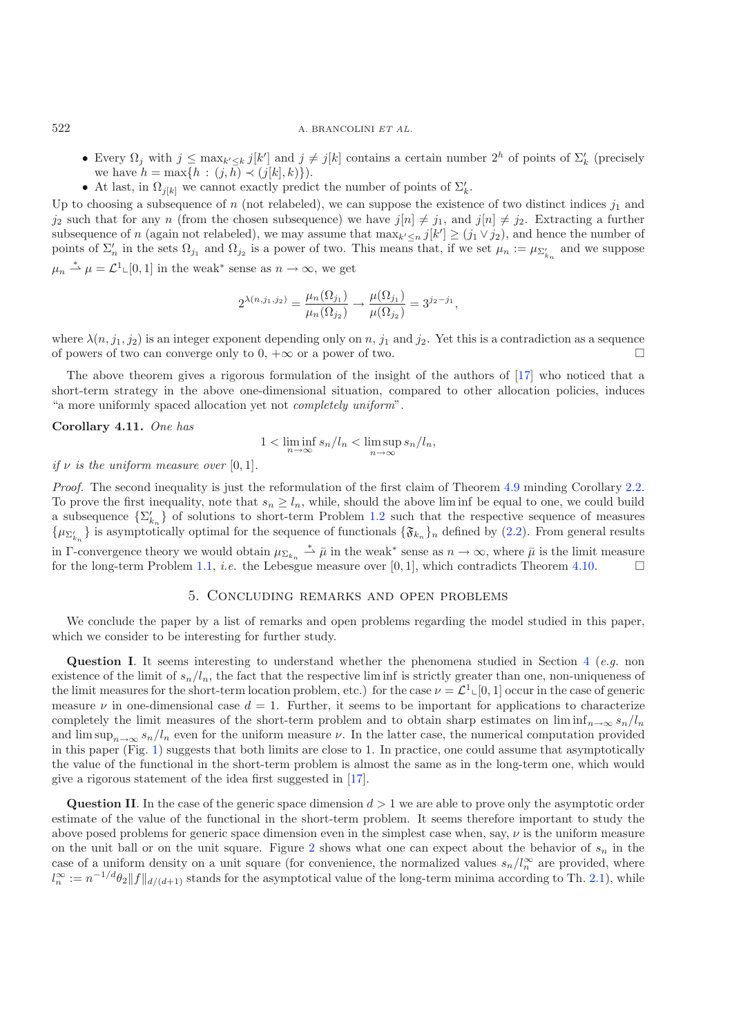- Every $\Omega_j$ with $j \leq \max_{k' \leq k} j[k']$ and $j \neq j[k]$ contains a certain number $2^h$ of points of $\Sigma'_k$ (precisely we have $h = \max\{h : (j, h) \prec (j[k], k)\}$).
- At last, in $\Omega_{j[k]}$ we cannot exactly predict the number of points of $\Sigma'_k$.

Up to choosing a subsequence of $n$ (not relabeled), we can suppose the existence of two distinct indices $j_1$ and $j_2$ such that for any $n$ (from the chosen subsequence) we have $j[n] \neq j_1$, and $j[n] \neq j_2$. Extracting a further subsequence of $n$ (again not relabeled), we may assume that $\max_{k' \leq n} j[k'] \geq (j_1 \vee j_2)$, and hence the number of points of $\Sigma'_n$ in the sets $\Omega_{j_1}$ and $\Omega_{j_2}$ is a power of two. This means that, if we set $\mu_n := \mu_{\Sigma'_{k_n}}$ and we suppose $\mu_n \overset{*}{\rightharpoonup} \mu = \mathcal{L}^1 \llcorner [0, 1]$ in the weak$^*$ sense as $n \to \infty$, we get

$$2^{\lambda(n,j_1,j_2)} = \frac{\mu_n(\Omega_{j_1})}{\mu_n(\Omega_{j_2})} \to \frac{\mu(\Omega_{j_1})}{\mu(\Omega_{j_2})} = 3^{j_2 - j_1},$$

where $\lambda(n, j_1, j_2)$ is an integer exponent depending only on $n$, $j_1$ and $j_2$. Yet this is a contradiction as a sequence of powers of two can converge only to 0, $+\infty$ or a power of two. □

The above theorem gives a rigorous formulation of the insight of the authors of [17] who noticed that a short-term strategy in the above one-dimensional situation, compared to other allocation policies, induces "a more uniformly spaced allocation yet not *completely uniform*".

**Corollary 4.11.** *One has*

$$1 < \liminf_{n \to \infty} s_n/l_n < \limsup_{n \to \infty} s_n/l_n,$$

*if $\nu$ is the uniform measure over* $[0, 1]$.

*Proof.* The second inequality is just the reformulation of the first claim of Theorem 4.9 minding Corollary 2.2. To prove the first inequality, note that $s_n \geq l_n$, while, should the above lim inf be equal to one, we could build a subsequence $\{\Sigma'_{k_n}\}$ of solutions to short-term Problem 1.2 such that the respective sequence of measures $\{\mu_{\Sigma'_{k_n}}\}$ is asymptotically optimal for the sequence of functionals $\{\mathfrak{F}_{k_n}\}_n$ defined by (2.2). From general results in Γ-convergence theory we would obtain $\mu_{\Sigma_{k_n}} \overset{*}{\rightharpoonup} \bar{\mu}$ in the weak$^*$ sense as $n \to \infty$, where $\bar{\mu}$ is the limit measure for the long-term Problem 1.1, *i.e.* the Lebesgue measure over $[0, 1]$, which contradicts Theorem 4.10. □

## 5. Concluding remarks and open problems

We conclude the paper by a list of remarks and open problems regarding the model studied in this paper, which we consider to be interesting for further study.

**Question I**. It seems interesting to understand whether the phenomena studied in Section 4 (*e.g.* non existence of the limit of $s_n/l_n$, the fact that the respective lim inf is strictly greater than one, non-uniqueness of the limit measures for the short-term location problem, etc.) for the case $\nu = \mathcal{L}^1 \llcorner [0, 1]$ occur in the case of generic measure $\nu$ in one-dimensional case $d = 1$. Further, it seems to be important for applications to characterize completely the limit measures of the short-term problem and to obtain sharp estimates on $\liminf_{n\to\infty} s_n/l_n$ and $\limsup_{n\to\infty} s_n/l_n$ even for the uniform measure $\nu$. In the latter case, the numerical computation provided in this paper (Fig. 1) suggests that both limits are close to 1. In practice, one could assume that asymptotically the value of the functional in the short-term problem is almost the same as in the long-term one, which would give a rigorous statement of the idea first suggested in [17].

**Question II**. In the case of the generic space dimension $d > 1$ we are able to prove only the asymptotic order estimate of the value of the functional in the short-term problem. It seems therefore important to study the above posed problems for generic space dimension even in the simplest case when, say, $\nu$ is the uniform measure on the unit ball or on the unit square. Figure 2 shows what one can expect about the behavior of $s_n$ in the case of a uniform density on a unit square (for convenience, the normalized values $s_n/l_n^\infty$ are provided, where $l_n^\infty := n^{-1/d}\theta_2\|f\|_{d/(d+1)}$ stands for the asymptotical value of the long-term minima according to Th. 2.1), while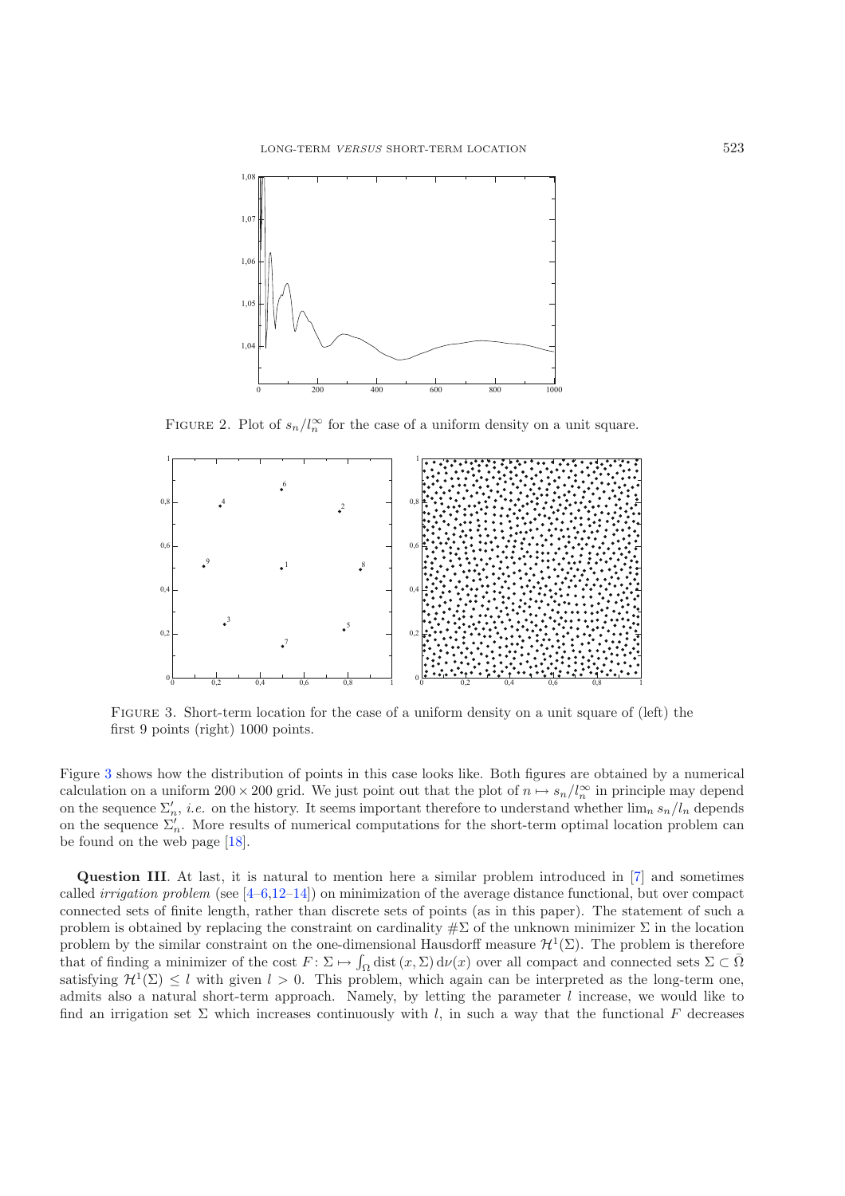FIGURE 2. Plot of $s_n/l_n^\infty$ for the case of a uniform density on a unit square.

FIGURE 3. Short-term location for the case of a uniform density on a unit square of (left) the first 9 points (right) 1000 points.

Figure 3 shows how the distribution of points in this case looks like. Both figures are obtained by a numerical calculation on a uniform $200 \times 200$ grid. We just point out that the plot of $n \mapsto s_n/l_n^\infty$ in principle may depend on the sequence $\Sigma_n'$, *i.e.* on the history. It seems important therefore to understand whether $\lim_n s_n/l_n$ depends on the sequence $\Sigma_n'$. More results of numerical computations for the short-term optimal location problem can be found on the web page [18].

**Question III**. At last, it is natural to mention here a similar problem introduced in [7] and sometimes called *irrigation problem* (see [4–6,12–14]) on minimization of the average distance functional, but over compact connected sets of finite length, rather than discrete sets of points (as in this paper). The statement of such a problem is obtained by replacing the constraint on cardinality $\#\Sigma$ of the unknown minimizer $\Sigma$ in the location problem by the similar constraint on the one-dimensional Hausdorff measure $\mathcal{H}^1(\Sigma)$. The problem is therefore that of finding a minimizer of the cost $F\colon \Sigma \mapsto \int_\Omega \operatorname{dist}(x, \Sigma)\, \mathrm{d}\nu(x)$ over all compact and connected sets $\Sigma \subset \bar{\Omega}$ satisfying $\mathcal{H}^1(\Sigma) \leq l$ with given $l > 0$. This problem, which again can be interpreted as the long-term one, admits also a natural short-term approach. Namely, by letting the parameter $l$ increase, we would like to find an irrigation set $\Sigma$ which increases continuously with $l$, in such a way that the functional $F$ decreases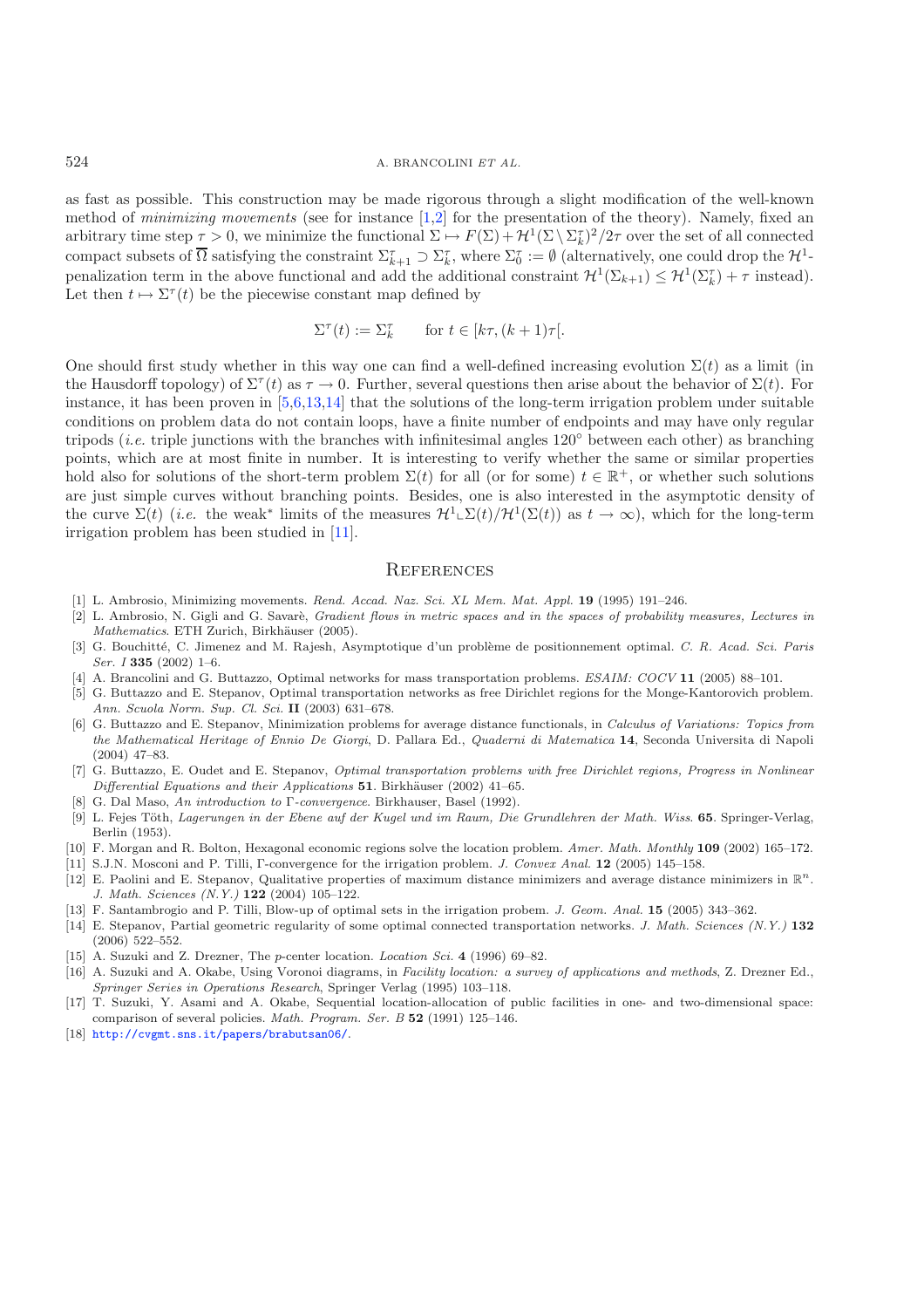as fast as possible. This construction may be made rigorous through a slight modification of the well-known method of *minimizing movements* (see for instance [1,2] for the presentation of the theory). Namely, fixed an arbitrary time step $\tau > 0$, we minimize the functional $\Sigma \mapsto F(\Sigma) + \mathcal{H}^1(\Sigma \setminus \Sigma_k^\tau)^2/2\tau$ over the set of all connected compact subsets of $\overline{\Omega}$ satisfying the constraint $\Sigma_{k+1}^\tau \supset \Sigma_k^\tau$, where $\Sigma_0^\tau := \emptyset$ (alternatively, one could drop the $\mathcal{H}^1$-penalization term in the above functional and add the additional constraint $\mathcal{H}^1(\Sigma_{k+1}) \leq \mathcal{H}^1(\Sigma_k^\tau) + \tau$ instead). Let then $t \mapsto \Sigma^\tau(t)$ be the piecewise constant map defined by

$$\Sigma^\tau(t) := \Sigma_k^\tau \qquad \text{for } t \in [k\tau, (k+1)\tau[.$$

One should first study whether in this way one can find a well-defined increasing evolution $\Sigma(t)$ as a limit (in the Hausdorff topology) of $\Sigma^\tau(t)$ as $\tau \to 0$. Further, several questions then arise about the behavior of $\Sigma(t)$. For instance, it has been proven in [5,6,13,14] that the solutions of the long-term irrigation problem under suitable conditions on problem data do not contain loops, have a finite number of endpoints and may have only regular tripods (*i.e.* triple junctions with the branches with infinitesimal angles 120° between each other) as branching points, which are at most finite in number. It is interesting to verify whether the same or similar properties hold also for solutions of the short-term problem $\Sigma(t)$ for all (or for some) $t \in \mathbb{R}^+$, or whether such solutions are just simple curves without branching points. Besides, one is also interested in the asymptotic density of the curve $\Sigma(t)$ (*i.e.* the weak$^*$ limits of the measures $\mathcal{H}^1 \llcorner \Sigma(t)/\mathcal{H}^1(\Sigma(t))$ as $t \to \infty$), which for the long-term irrigation problem has been studied in [11].

## References

[1] L. Ambrosio, Minimizing movements. *Rend. Accad. Naz. Sci. XL Mem. Mat. Appl.* **19** (1995) 191–246.

[2] L. Ambrosio, N. Gigli and G. Savarè, *Gradient flows in metric spaces and in the spaces of probability measures, Lectures in Mathematics*. ETH Zurich, Birkhäuser (2005).

[3] G. Bouchitté, C. Jimenez and M. Rajesh, Asymptotique d'un problème de positionnement optimal. *C. R. Acad. Sci. Paris Ser. I* **335** (2002) 1–6.

[4] A. Brancolini and G. Buttazzo, Optimal networks for mass transportation problems. *ESAIM: COCV* **11** (2005) 88–101.

[5] G. Buttazzo and E. Stepanov, Optimal transportation networks as free Dirichlet regions for the Monge-Kantorovich problem. *Ann. Scuola Norm. Sup. Cl. Sci.* **II** (2003) 631–678.

[6] G. Buttazzo and E. Stepanov, Minimization problems for average distance functionals, in *Calculus of Variations: Topics from the Mathematical Heritage of Ennio De Giorgi*, D. Pallara Ed., *Quaderni di Matematica* **14**, Seconda Universita di Napoli (2004) 47–83.

[7] G. Buttazzo, E. Oudet and E. Stepanov, *Optimal transportation problems with free Dirichlet regions, Progress in Nonlinear Differential Equations and their Applications* **51**. Birkhäuser (2002) 41–65.

[8] G. Dal Maso, *An introduction to Γ-convergence.* Birkhauser, Basel (1992).

[9] L. Fejes Töth, *Lagerungen in der Ebene auf der Kugel und im Raum, Die Grundlehren der Math. Wiss.* **65**. Springer-Verlag, Berlin (1953).

[10] F. Morgan and R. Bolton, Hexagonal economic regions solve the location problem. *Amer. Math. Monthly* **109** (2002) 165–172.

[11] S.J.N. Mosconi and P. Tilli, Γ-convergence for the irrigation problem. *J. Convex Anal.* **12** (2005) 145–158.

[12] E. Paolini and E. Stepanov, Qualitative properties of maximum distance minimizers and average distance minimizers in $\mathbb{R}^n$. *J. Math. Sciences (N.Y.)* **122** (2004) 105–122.

[13] F. Santambrogio and P. Tilli, Blow-up of optimal sets in the irrigation probem. *J. Geom. Anal.* **15** (2005) 343–362.

[14] E. Stepanov, Partial geometric regularity of some optimal connected transportation networks. *J. Math. Sciences (N.Y.)* **132** (2006) 522–552.

[15] A. Suzuki and Z. Drezner, The *p*-center location. *Location Sci.* **4** (1996) 69–82.

[16] A. Suzuki and A. Okabe, Using Voronoi diagrams, in *Facility location: a survey of applications and methods*, Z. Drezner Ed., *Springer Series in Operations Research*, Springer Verlag (1995) 103–118.

[17] T. Suzuki, Y. Asami and A. Okabe, Sequential location-allocation of public facilities in one- and two-dimensional space: comparison of several policies. *Math. Program. Ser. B* **52** (1991) 125–146.

[18] http://cvgmt.sns.it/papers/brabutsan06/.